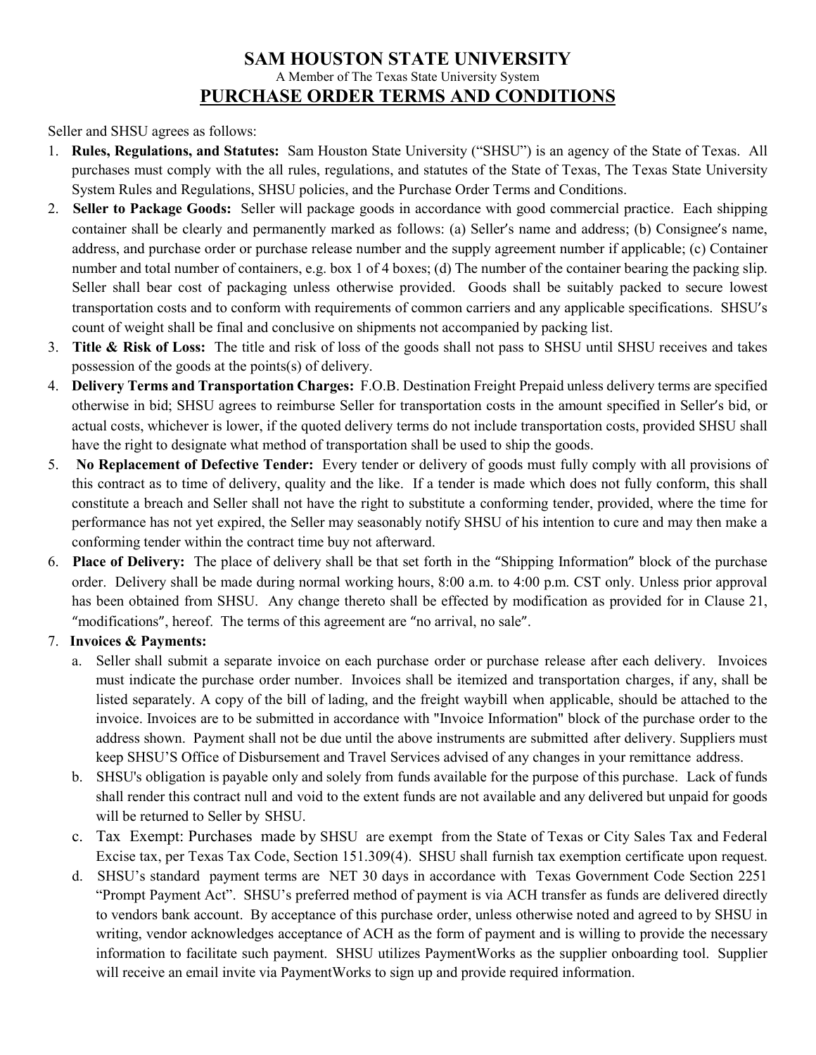# SAM HOUSTON STATE UNIVERSITY

A Member of The Texas State University System

## PURCHASE ORDER TERMS AND CONDITIONS

Seller and SHSU agrees as follows:

1. **Rules, Regulations, and Statutes:** Sam Houston State University ("SHSU") is an agency of the State of Texas. All purchases must comply with the all rules, regulations, and statutes of the State of Texas, The Texas State University System Rules and Regulations, SHSU policies, and the Purchase Order Terms and Conditions.
2. **Seller to Package Goods:** Seller will package goods in accordance with good commercial practice. Each shipping container shall be clearly and permanently marked as follows: (a) Seller′s name and address; (b) Consignee′s name, address, and purchase order or purchase release number and the supply agreement number if applicable; (c) Container number and total number of containers, e.g. box 1 of 4 boxes; (d) The number of the container bearing the packing slip. Seller shall bear cost of packaging unless otherwise provided. Goods shall be suitably packed to secure lowest transportation costs and to conform with requirements of common carriers and any applicable specifications. SHSU′s count of weight shall be final and conclusive on shipments not accompanied by packing list.
3. **Title & Risk of Loss:** The title and risk of loss of the goods shall not pass to SHSU until SHSU receives and takes possession of the goods at the points(s) of delivery.
4. **Delivery Terms and Transportation Charges:** F.O.B. Destination Freight Prepaid unless delivery terms are specified otherwise in bid; SHSU agrees to reimburse Seller for transportation costs in the amount specified in Seller′s bid, or actual costs, whichever is lower, if the quoted delivery terms do not include transportation costs, provided SHSU shall have the right to designate what method of transportation shall be used to ship the goods.
5. **No Replacement of Defective Tender:** Every tender or delivery of goods must fully comply with all provisions of this contract as to time of delivery, quality and the like. If a tender is made which does not fully conform, this shall constitute a breach and Seller shall not have the right to substitute a conforming tender, provided, where the time for performance has not yet expired, the Seller may seasonably notify SHSU of his intention to cure and may then make a conforming tender within the contract time buy not afterward.
6. **Place of Delivery:** The place of delivery shall be that set forth in the ″Shipping Information″ block of the purchase order. Delivery shall be made during normal working hours, 8:00 a.m. to 4:00 p.m. CST only. Unless prior approval has been obtained from SHSU. Any change thereto shall be effected by modification as provided for in Clause 21, ″modifications″, hereof. The terms of this agreement are ″no arrival, no sale″.
7. **Invoices & Payments:**
   a. Seller shall submit a separate invoice on each purchase order or purchase release after each delivery. Invoices must indicate the purchase order number. Invoices shall be itemized and transportation charges, if any, shall be listed separately. A copy of the bill of lading, and the freight waybill when applicable, should be attached to the invoice. Invoices are to be submitted in accordance with "Invoice Information" block of the purchase order to the address shown. Payment shall not be due until the above instruments are submitted after delivery. Suppliers must keep SHSU'S Office of Disbursement and Travel Services advised of any changes in your remittance address.
   
   b. SHSU's obligation is payable only and solely from funds available for the purpose of this purchase. Lack of funds shall render this contract null and void to the extent funds are not available and any delivered but unpaid for goods will be returned to Seller by SHSU.
   
   c. Tax Exempt: Purchases made by SHSU are exempt from the State of Texas or City Sales Tax and Federal Excise tax, per Texas Tax Code, Section 151.309(4). SHSU shall furnish tax exemption certificate upon request.
   
   d. SHSU's standard payment terms are NET 30 days in accordance with Texas Government Code Section 2251 "Prompt Payment Act". SHSU's preferred method of payment is via ACH transfer as funds are delivered directly to vendors bank account. By acceptance of this purchase order, unless otherwise noted and agreed to by SHSU in writing, vendor acknowledges acceptance of ACH as the form of payment and is willing to provide the necessary information to facilitate such payment. SHSU utilizes PaymentWorks as the supplier onboarding tool. Supplier will receive an email invite via PaymentWorks to sign up and provide required information.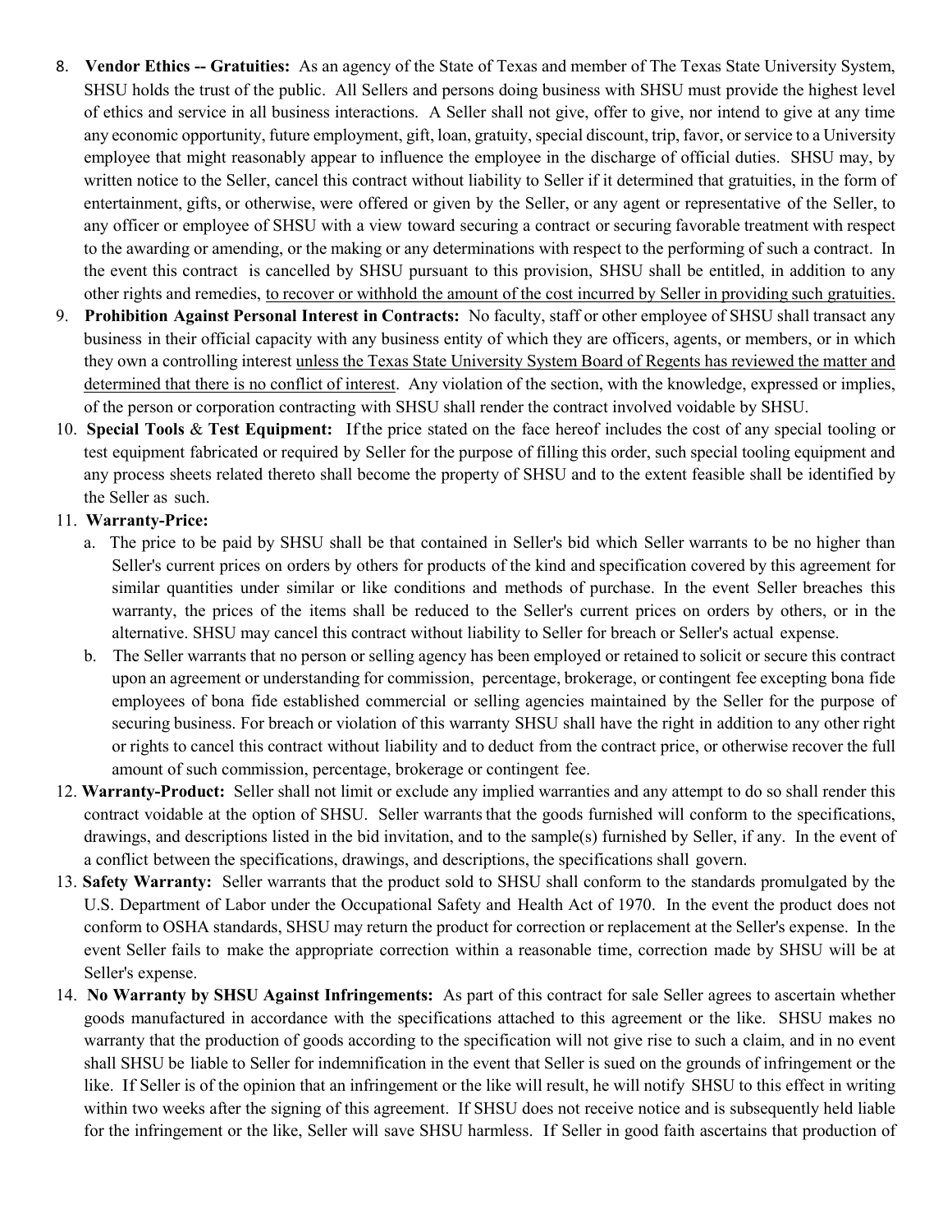8. **Vendor Ethics -- Gratuities:** As an agency of the State of Texas and member of The Texas State University System, SHSU holds the trust of the public. All Sellers and persons doing business with SHSU must provide the highest level of ethics and service in all business interactions. A Seller shall not give, offer to give, nor intend to give at any time any economic opportunity, future employment, gift, loan, gratuity, special discount, trip, favor, or service to a University employee that might reasonably appear to influence the employee in the discharge of official duties. SHSU may, by written notice to the Seller, cancel this contract without liability to Seller if it determined that gratuities, in the form of entertainment, gifts, or otherwise, were offered or given by the Seller, or any agent or representative of the Seller, to any officer or employee of SHSU with a view toward securing a contract or securing favorable treatment with respect to the awarding or amending, or the making or any determinations with respect to the performing of such a contract. In the event this contract is cancelled by SHSU pursuant to this provision, SHSU shall be entitled, in addition to any other rights and remedies, <u>to recover or withhold the amount of the cost incurred by Seller in providing such gratuities.</u>
9. **Prohibition Against Personal Interest in Contracts:** No faculty, staff or other employee of SHSU shall transact any business in their official capacity with any business entity of which they are officers, agents, or members, or in which they own a controlling interest <u>unless the Texas State University System Board of Regents has reviewed the matter and determined that there is no conflict of interest</u>. Any violation of the section, with the knowledge, expressed or implies, of the person or corporation contracting with SHSU shall render the contract involved voidable by SHSU.
10. **Special Tools & Test Equipment:** If the price stated on the face hereof includes the cost of any special tooling or test equipment fabricated or required by Seller for the purpose of filling this order, such special tooling equipment and any process sheets related thereto shall become the property of SHSU and to the extent feasible shall be identified by the Seller as such.
11. **Warranty-Price:**
    a. The price to be paid by SHSU shall be that contained in Seller's bid which Seller warrants to be no higher than Seller's current prices on orders by others for products of the kind and specification covered by this agreement for similar quantities under similar or like conditions and methods of purchase. In the event Seller breaches this warranty, the prices of the items shall be reduced to the Seller's current prices on orders by others, or in the alternative. SHSU may cancel this contract without liability to Seller for breach or Seller's actual expense.
    b. The Seller warrants that no person or selling agency has been employed or retained to solicit or secure this contract upon an agreement or understanding for commission, percentage, brokerage, or contingent fee excepting bona fide employees of bona fide established commercial or selling agencies maintained by the Seller for the purpose of securing business. For breach or violation of this warranty SHSU shall have the right in addition to any other right or rights to cancel this contract without liability and to deduct from the contract price, or otherwise recover the full amount of such commission, percentage, brokerage or contingent fee.
12. **Warranty-Product:** Seller shall not limit or exclude any implied warranties and any attempt to do so shall render this contract voidable at the option of SHSU. Seller warrants that the goods furnished will conform to the specifications, drawings, and descriptions listed in the bid invitation, and to the sample(s) furnished by Seller, if any. In the event of a conflict between the specifications, drawings, and descriptions, the specifications shall govern.
13. **Safety Warranty:** Seller warrants that the product sold to SHSU shall conform to the standards promulgated by the U.S. Department of Labor under the Occupational Safety and Health Act of 1970. In the event the product does not conform to OSHA standards, SHSU may return the product for correction or replacement at the Seller's expense. In the event Seller fails to make the appropriate correction within a reasonable time, correction made by SHSU will be at Seller's expense.
14. **No Warranty by SHSU Against Infringements:** As part of this contract for sale Seller agrees to ascertain whether goods manufactured in accordance with the specifications attached to this agreement or the like. SHSU makes no warranty that the production of goods according to the specification will not give rise to such a claim, and in no event shall SHSU be liable to Seller for indemnification in the event that Seller is sued on the grounds of infringement or the like. If Seller is of the opinion that an infringement or the like will result, he will notify SHSU to this effect in writing within two weeks after the signing of this agreement. If SHSU does not receive notice and is subsequently held liable for the infringement or the like, Seller will save SHSU harmless. If Seller in good faith ascertains that production of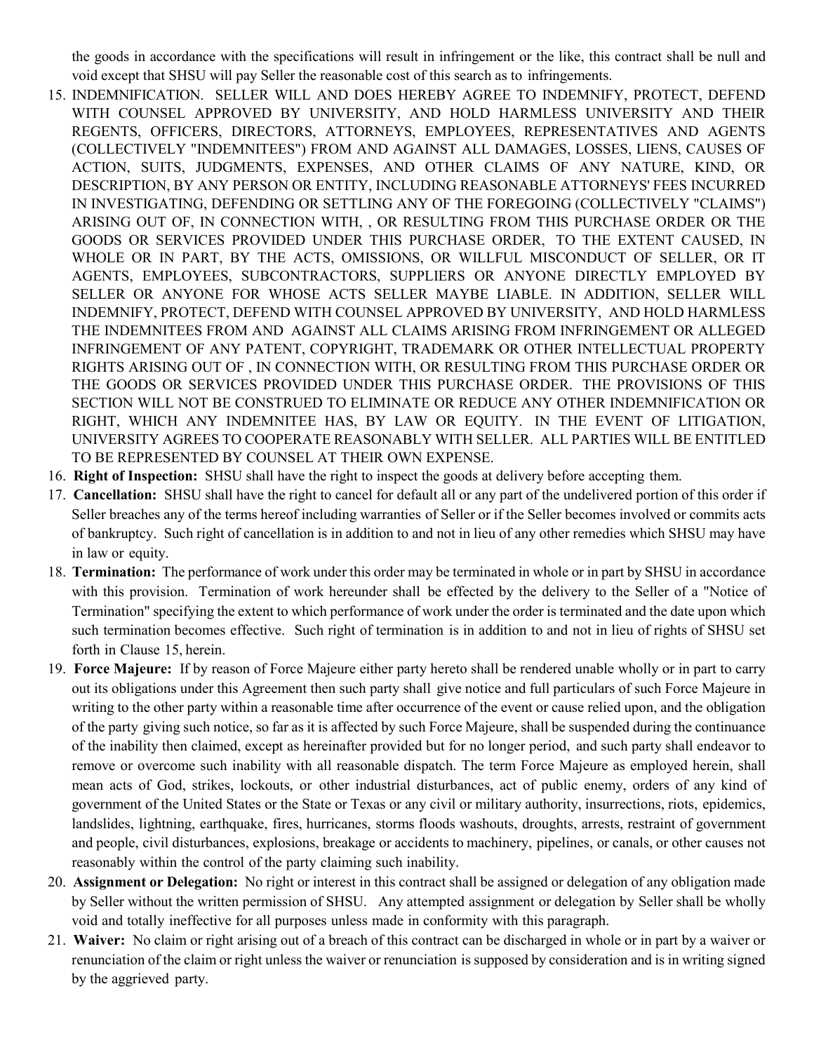the goods in accordance with the specifications will result in infringement or the like, this contract shall be null and void except that SHSU will pay Seller the reasonable cost of this search as to infringements.

15. INDEMNIFICATION. SELLER WILL AND DOES HEREBY AGREE TO INDEMNIFY, PROTECT, DEFEND WITH COUNSEL APPROVED BY UNIVERSITY, AND HOLD HARMLESS UNIVERSITY AND THEIR REGENTS, OFFICERS, DIRECTORS, ATTORNEYS, EMPLOYEES, REPRESENTATIVES AND AGENTS (COLLECTIVELY "INDEMNITEES") FROM AND AGAINST ALL DAMAGES, LOSSES, LIENS, CAUSES OF ACTION, SUITS, JUDGMENTS, EXPENSES, AND OTHER CLAIMS OF ANY NATURE, KIND, OR DESCRIPTION, BY ANY PERSON OR ENTITY, INCLUDING REASONABLE ATTORNEYS' FEES INCURRED IN INVESTIGATING, DEFENDING OR SETTLING ANY OF THE FOREGOING (COLLECTIVELY "CLAIMS") ARISING OUT OF, IN CONNECTION WITH, , OR RESULTING FROM THIS PURCHASE ORDER OR THE GOODS OR SERVICES PROVIDED UNDER THIS PURCHASE ORDER, TO THE EXTENT CAUSED, IN WHOLE OR IN PART, BY THE ACTS, OMISSIONS, OR WILLFUL MISCONDUCT OF SELLER, OR IT AGENTS, EMPLOYEES, SUBCONTRACTORS, SUPPLIERS OR ANYONE DIRECTLY EMPLOYED BY SELLER OR ANYONE FOR WHOSE ACTS SELLER MAYBE LIABLE. IN ADDITION, SELLER WILL INDEMNIFY, PROTECT, DEFEND WITH COUNSEL APPROVED BY UNIVERSITY, AND HOLD HARMLESS THE INDEMNITEES FROM AND AGAINST ALL CLAIMS ARISING FROM INFRINGEMENT OR ALLEGED INFRINGEMENT OF ANY PATENT, COPYRIGHT, TRADEMARK OR OTHER INTELLECTUAL PROPERTY RIGHTS ARISING OUT OF , IN CONNECTION WITH, OR RESULTING FROM THIS PURCHASE ORDER OR THE GOODS OR SERVICES PROVIDED UNDER THIS PURCHASE ORDER. THE PROVISIONS OF THIS SECTION WILL NOT BE CONSTRUED TO ELIMINATE OR REDUCE ANY OTHER INDEMNIFICATION OR RIGHT, WHICH ANY INDEMNITEE HAS, BY LAW OR EQUITY. IN THE EVENT OF LITIGATION, UNIVERSITY AGREES TO COOPERATE REASONABLY WITH SELLER. ALL PARTIES WILL BE ENTITLED TO BE REPRESENTED BY COUNSEL AT THEIR OWN EXPENSE.
16. **Right of Inspection:** SHSU shall have the right to inspect the goods at delivery before accepting them.
17. **Cancellation:** SHSU shall have the right to cancel for default all or any part of the undelivered portion of this order if Seller breaches any of the terms hereof including warranties of Seller or if the Seller becomes involved or commits acts of bankruptcy. Such right of cancellation is in addition to and not in lieu of any other remedies which SHSU may have in law or equity.
18. **Termination:** The performance of work under this order may be terminated in whole or in part by SHSU in accordance with this provision. Termination of work hereunder shall be effected by the delivery to the Seller of a "Notice of Termination" specifying the extent to which performance of work under the order is terminated and the date upon which such termination becomes effective. Such right of termination is in addition to and not in lieu of rights of SHSU set forth in Clause 15, herein.
19. **Force Majeure:** If by reason of Force Majeure either party hereto shall be rendered unable wholly or in part to carry out its obligations under this Agreement then such party shall give notice and full particulars of such Force Majeure in writing to the other party within a reasonable time after occurrence of the event or cause relied upon, and the obligation of the party giving such notice, so far as it is affected by such Force Majeure, shall be suspended during the continuance of the inability then claimed, except as hereinafter provided but for no longer period, and such party shall endeavor to remove or overcome such inability with all reasonable dispatch. The term Force Majeure as employed herein, shall mean acts of God, strikes, lockouts, or other industrial disturbances, act of public enemy, orders of any kind of government of the United States or the State or Texas or any civil or military authority, insurrections, riots, epidemics, landslides, lightning, earthquake, fires, hurricanes, storms floods washouts, droughts, arrests, restraint of government and people, civil disturbances, explosions, breakage or accidents to machinery, pipelines, or canals, or other causes not reasonably within the control of the party claiming such inability.
20. **Assignment or Delegation:** No right or interest in this contract shall be assigned or delegation of any obligation made by Seller without the written permission of SHSU. Any attempted assignment or delegation by Seller shall be wholly void and totally ineffective for all purposes unless made in conformity with this paragraph.
21. **Waiver:** No claim or right arising out of a breach of this contract can be discharged in whole or in part by a waiver or renunciation of the claim or right unless the waiver or renunciation is supposed by consideration and is in writing signed by the aggrieved party.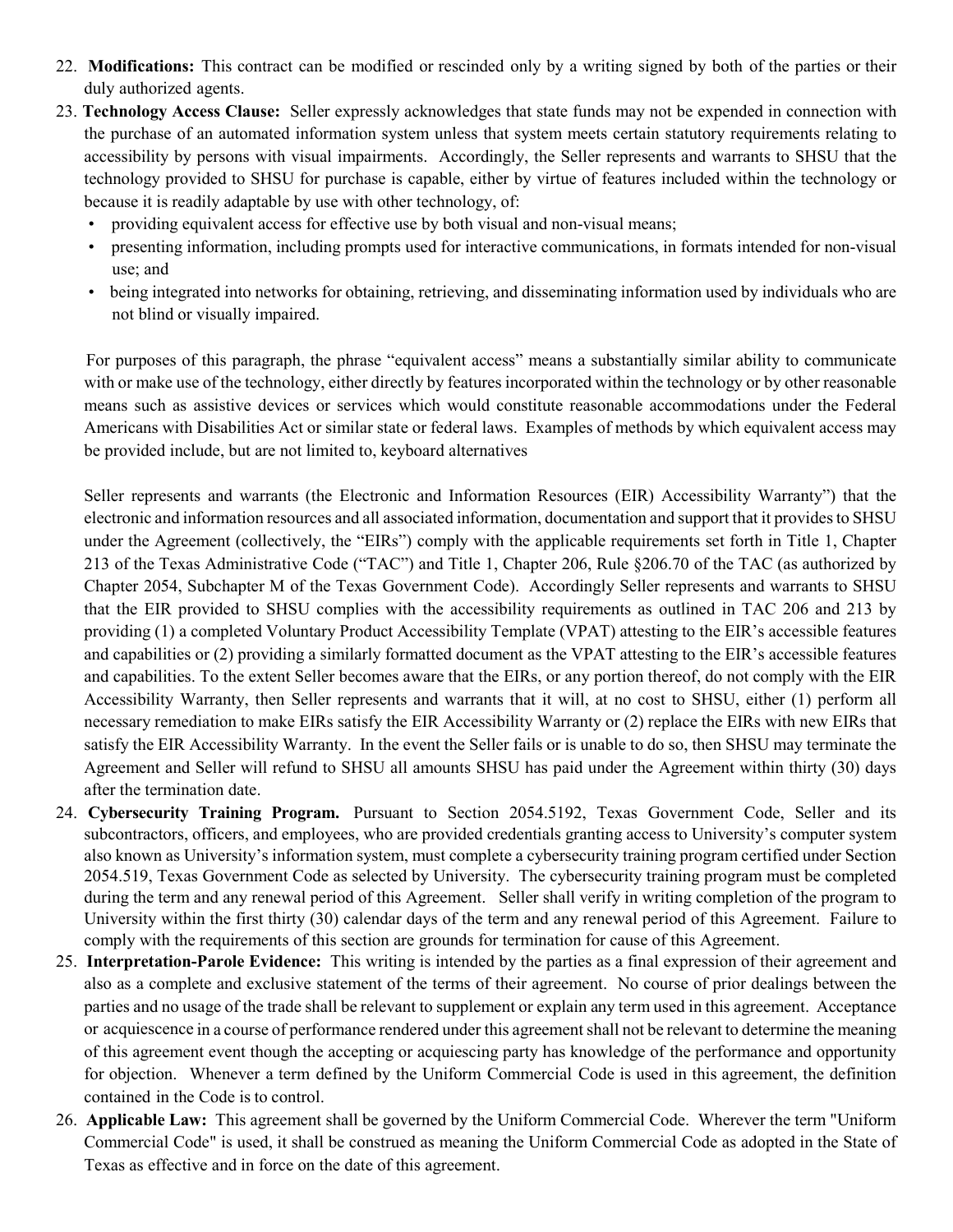22. **Modifications:** This contract can be modified or rescinded only by a writing signed by both of the parties or their duly authorized agents.
23. **Technology Access Clause:** Seller expressly acknowledges that state funds may not be expended in connection with the purchase of an automated information system unless that system meets certain statutory requirements relating to accessibility by persons with visual impairments. Accordingly, the Seller represents and warrants to SHSU that the technology provided to SHSU for purchase is capable, either by virtue of features included within the technology or because it is readily adaptable by use with other technology, of:
    - providing equivalent access for effective use by both visual and non-visual means;
    - presenting information, including prompts used for interactive communications, in formats intended for non-visual use; and
    - being integrated into networks for obtaining, retrieving, and disseminating information used by individuals who are not blind or visually impaired.

    For purposes of this paragraph, the phrase "equivalent access" means a substantially similar ability to communicate with or make use of the technology, either directly by features incorporated within the technology or by other reasonable means such as assistive devices or services which would constitute reasonable accommodations under the Federal Americans with Disabilities Act or similar state or federal laws. Examples of methods by which equivalent access may be provided include, but are not limited to, keyboard alternatives

    Seller represents and warrants (the Electronic and Information Resources (EIR) Accessibility Warranty") that the electronic and information resources and all associated information, documentation and support that it provides to SHSU under the Agreement (collectively, the "EIRs") comply with the applicable requirements set forth in Title 1, Chapter 213 of the Texas Administrative Code ("TAC") and Title 1, Chapter 206, Rule §206.70 of the TAC (as authorized by Chapter 2054, Subchapter M of the Texas Government Code). Accordingly Seller represents and warrants to SHSU that the EIR provided to SHSU complies with the accessibility requirements as outlined in TAC 206 and 213 by providing (1) a completed Voluntary Product Accessibility Template (VPAT) attesting to the EIR's accessible features and capabilities or (2) providing a similarly formatted document as the VPAT attesting to the EIR's accessible features and capabilities. To the extent Seller becomes aware that the EIRs, or any portion thereof, do not comply with the EIR Accessibility Warranty, then Seller represents and warrants that it will, at no cost to SHSU, either (1) perform all necessary remediation to make EIRs satisfy the EIR Accessibility Warranty or (2) replace the EIRs with new EIRs that satisfy the EIR Accessibility Warranty. In the event the Seller fails or is unable to do so, then SHSU may terminate the Agreement and Seller will refund to SHSU all amounts SHSU has paid under the Agreement within thirty (30) days after the termination date.
24. **Cybersecurity Training Program.** Pursuant to Section 2054.5192, Texas Government Code, Seller and its subcontractors, officers, and employees, who are provided credentials granting access to University's computer system also known as University's information system, must complete a cybersecurity training program certified under Section 2054.519, Texas Government Code as selected by University. The cybersecurity training program must be completed during the term and any renewal period of this Agreement. Seller shall verify in writing completion of the program to University within the first thirty (30) calendar days of the term and any renewal period of this Agreement. Failure to comply with the requirements of this section are grounds for termination for cause of this Agreement.
25. **Interpretation-Parole Evidence:** This writing is intended by the parties as a final expression of their agreement and also as a complete and exclusive statement of the terms of their agreement. No course of prior dealings between the parties and no usage of the trade shall be relevant to supplement or explain any term used in this agreement. Acceptance or acquiescence in a course of performance rendered under this agreement shall not be relevant to determine the meaning of this agreement event though the accepting or acquiescing party has knowledge of the performance and opportunity for objection. Whenever a term defined by the Uniform Commercial Code is used in this agreement, the definition contained in the Code is to control.
26. **Applicable Law:** This agreement shall be governed by the Uniform Commercial Code. Wherever the term "Uniform Commercial Code" is used, it shall be construed as meaning the Uniform Commercial Code as adopted in the State of Texas as effective and in force on the date of this agreement.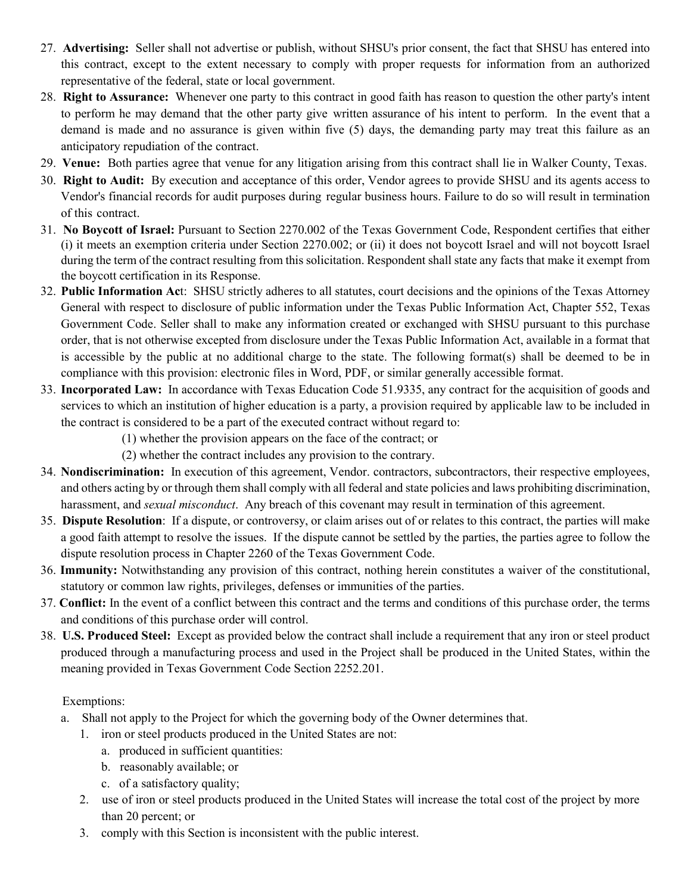27. **Advertising:** Seller shall not advertise or publish, without SHSU's prior consent, the fact that SHSU has entered into this contract, except to the extent necessary to comply with proper requests for information from an authorized representative of the federal, state or local government.
28. **Right to Assurance:** Whenever one party to this contract in good faith has reason to question the other party's intent to perform he may demand that the other party give written assurance of his intent to perform. In the event that a demand is made and no assurance is given within five (5) days, the demanding party may treat this failure as an anticipatory repudiation of the contract.
29. **Venue:** Both parties agree that venue for any litigation arising from this contract shall lie in Walker County, Texas.
30. **Right to Audit:** By execution and acceptance of this order, Vendor agrees to provide SHSU and its agents access to Vendor's financial records for audit purposes during regular business hours. Failure to do so will result in termination of this contract.
31. **No Boycott of Israel:** Pursuant to Section 2270.002 of the Texas Government Code, Respondent certifies that either (i) it meets an exemption criteria under Section 2270.002; or (ii) it does not boycott Israel and will not boycott Israel during the term of the contract resulting from this solicitation. Respondent shall state any facts that make it exempt from the boycott certification in its Response.
32. **Public Information Ac**t: SHSU strictly adheres to all statutes, court decisions and the opinions of the Texas Attorney General with respect to disclosure of public information under the Texas Public Information Act, Chapter 552, Texas Government Code. Seller shall to make any information created or exchanged with SHSU pursuant to this purchase order, that is not otherwise excepted from disclosure under the Texas Public Information Act, available in a format that is accessible by the public at no additional charge to the state. The following format(s) shall be deemed to be in compliance with this provision: electronic files in Word, PDF, or similar generally accessible format.
33. **Incorporated Law:** In accordance with Texas Education Code 51.9335, any contract for the acquisition of goods and services to which an institution of higher education is a party, a provision required by applicable law to be included in the contract is considered to be a part of the executed contract without regard to:
    (1) whether the provision appears on the face of the contract; or
    (2) whether the contract includes any provision to the contrary.
34. **Nondiscrimination:** In execution of this agreement, Vendor. contractors, subcontractors, their respective employees, and others acting by or through them shall comply with all federal and state policies and laws prohibiting discrimination, harassment, and *sexual misconduct*. Any breach of this covenant may result in termination of this agreement.
35. **Dispute Resolution**: If a dispute, or controversy, or claim arises out of or relates to this contract, the parties will make a good faith attempt to resolve the issues. If the dispute cannot be settled by the parties, the parties agree to follow the dispute resolution process in Chapter 2260 of the Texas Government Code.
36. **Immunity:** Notwithstanding any provision of this contract, nothing herein constitutes a waiver of the constitutional, statutory or common law rights, privileges, defenses or immunities of the parties.
37. **Conflict:** In the event of a conflict between this contract and the terms and conditions of this purchase order, the terms and conditions of this purchase order will control.
38. **U.S. Produced Steel:** Except as provided below the contract shall include a requirement that any iron or steel product produced through a manufacturing process and used in the Project shall be produced in the United States, within the meaning provided in Texas Government Code Section 2252.201.

    Exemptions:

    a. Shall not apply to the Project for which the governing body of the Owner determines that.
        1. iron or steel products produced in the United States are not:
            a. produced in sufficient quantities:
            b. reasonably available; or
            c. of a satisfactory quality;
        2. use of iron or steel products produced in the United States will increase the total cost of the project by more than 20 percent; or
        3. comply with this Section is inconsistent with the public interest.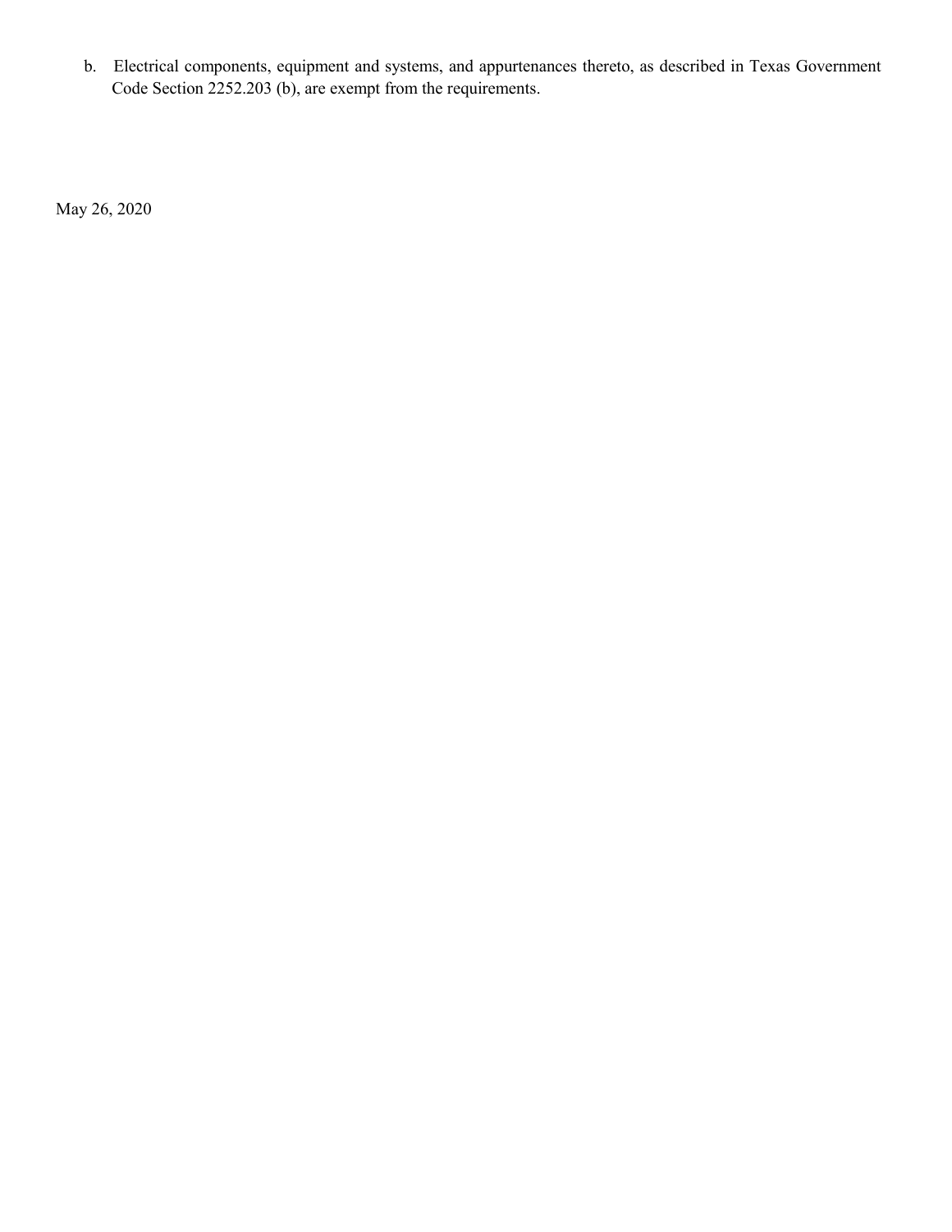b. Electrical components, equipment and systems, and appurtenances thereto, as described in Texas Government Code Section 2252.203 (b), are exempt from the requirements.

May 26, 2020